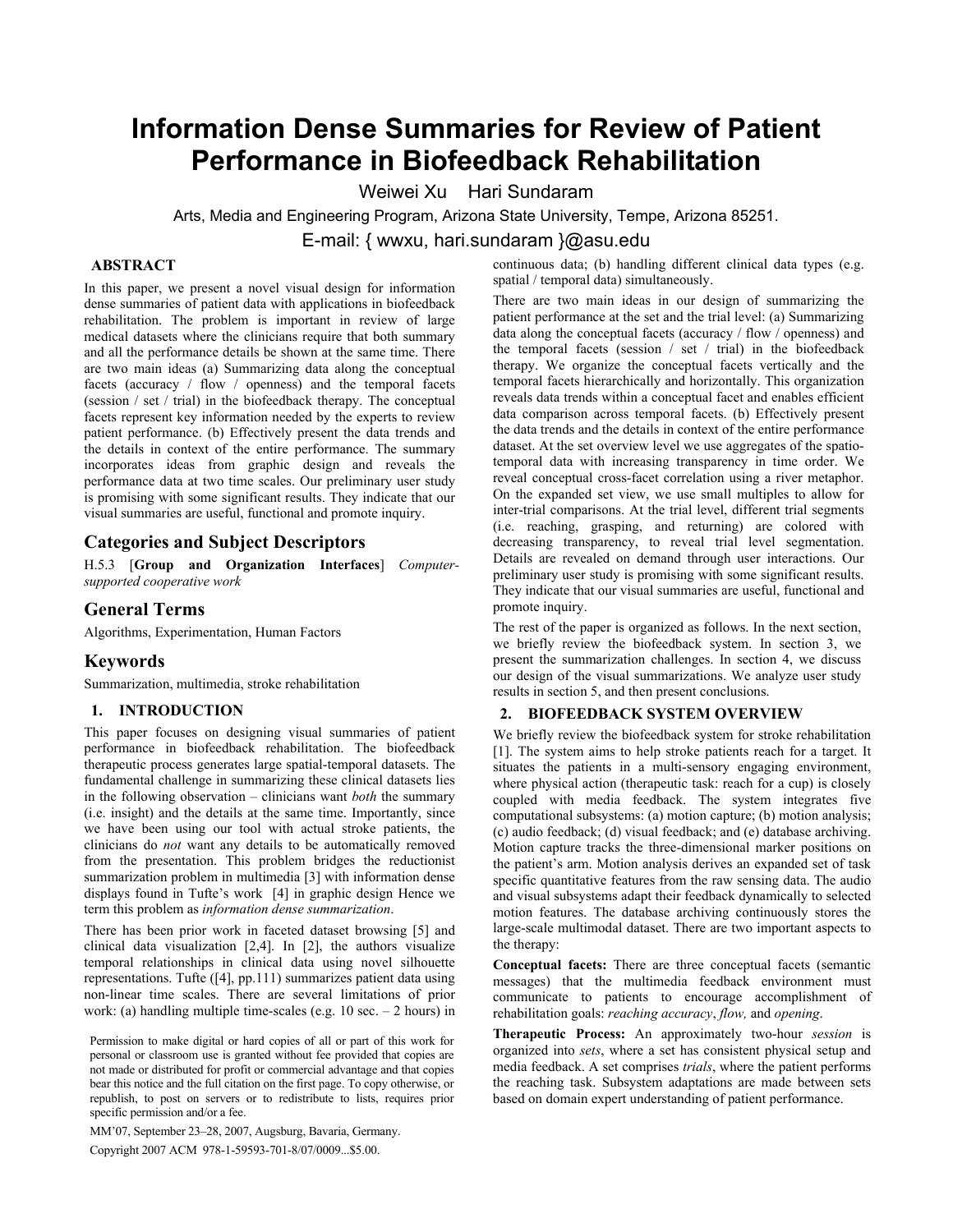# Information Dense Summaries for Review of Patient Performance in Biofeedback Rehabilitation

Weiwei Xu Hari Sundaram

Arts, Media and Engineering Program, Arizona State University, Tempe, Arizona 85251.

E-mail: { wwxu, hari.sundaram }@asu.edu

## ABSTRACT

In this paper, we present a novel visual design for information dense summaries of patient data with applications in biofeedback rehabilitation. The problem is important in review of large medical datasets where the clinicians require that both summary and all the performance details be shown at the same time. There are two main ideas (a) Summarizing data along the conceptual facets (accuracy / flow / openness) and the temporal facets (session / set / trial) in the biofeedback therapy. The conceptual facets represent key information needed by the experts to review patient performance. (b) Effectively present the data trends and the details in context of the entire performance. The summary incorporates ideas from graphic design and reveals the performance data at two time scales. Our preliminary user study is promising with some significant results. They indicate that our visual summaries are useful, functional and promote inquiry.

## Categories and Subject Descriptors

H.5.3 [**Group and Organization Interfaces**] *Computer-supported cooperative work*

## General Terms

Algorithms, Experimentation, Human Factors

## Keywords

Summarization, multimedia, stroke rehabilitation

## 1. INTRODUCTION

This paper focuses on designing visual summaries of patient performance in biofeedback rehabilitation. The biofeedback therapeutic process generates large spatial-temporal datasets. The fundamental challenge in summarizing these clinical datasets lies in the following observation – clinicians want *both* the summary (i.e. insight) and the details at the same time. Importantly, since we have been using our tool with actual stroke patients, the clinicians do *not* want any details to be automatically removed from the presentation. This problem bridges the reductionist summarization problem in multimedia [3] with information dense displays found in Tufte's work [4] in graphic design Hence we term this problem as *information dense summarization*.

There has been prior work in faceted dataset browsing [5] and clinical data visualization [2,4]. In [2], the authors visualize temporal relationships in clinical data using novel silhouette representations. Tufte ([4], pp.111) summarizes patient data using non-linear time scales. There are several limitations of prior work: (a) handling multiple time-scales (e.g. 10 sec. – 2 hours) in continuous data; (b) handling different clinical data types (e.g. spatial / temporal data) simultaneously.

There are two main ideas in our design of summarizing the patient performance at the set and the trial level: (a) Summarizing data along the conceptual facets (accuracy / flow / openness) and the temporal facets (session / set / trial) in the biofeedback therapy. We organize the conceptual facets vertically and the temporal facets hierarchically and horizontally. This organization reveals data trends within a conceptual facet and enables efficient data comparison across temporal facets. (b) Effectively present the data trends and the details in context of the entire performance dataset. At the set overview level we use aggregates of the spatio-temporal data with increasing transparency in time order. We reveal conceptual cross-facet correlation using a river metaphor. On the expanded set view, we use small multiples to allow for inter-trial comparisons. At the trial level, different trial segments (i.e. reaching, grasping, and returning) are colored with decreasing transparency, to reveal trial level segmentation. Details are revealed on demand through user interactions. Our preliminary user study is promising with some significant results. They indicate that our visual summaries are useful, functional and promote inquiry.

The rest of the paper is organized as follows. In the next section, we briefly review the biofeedback system. In section 3, we present the summarization challenges. In section 4, we discuss our design of the visual summarizations. We analyze user study results in section 5, and then present conclusions.

## 2. BIOFEEDBACK SYSTEM OVERVIEW

We briefly review the biofeedback system for stroke rehabilitation [1]. The system aims to help stroke patients reach for a target. It situates the patients in a multi-sensory engaging environment, where physical action (therapeutic task: reach for a cup) is closely coupled with media feedback. The system integrates five computational subsystems: (a) motion capture; (b) motion analysis; (c) audio feedback; (d) visual feedback; and (e) database archiving. Motion capture tracks the three-dimensional marker positions on the patient's arm. Motion analysis derives an expanded set of task specific quantitative features from the raw sensing data. The audio and visual subsystems adapt their feedback dynamically to selected motion features. The database archiving continuously stores the large-scale multimodal dataset. There are two important aspects to the therapy:

**Conceptual facets:** There are three conceptual facets (semantic messages) that the multimedia feedback environment must communicate to patients to encourage accomplishment of rehabilitation goals: *reaching accuracy*, *flow,* and *opening*.

**Therapeutic Process:** An approximately two-hour *session* is organized into *sets*, where a set has consistent physical setup and media feedback. A set comprises *trials*, where the patient performs the reaching task. Subsystem adaptations are made between sets based on domain expert understanding of patient performance.

Permission to make digital or hard copies of all or part of this work for personal or classroom use is granted without fee provided that copies are not made or distributed for profit or commercial advantage and that copies bear this notice and the full citation on the first page. To copy otherwise, or republish, to post on servers or to redistribute to lists, requires prior specific permission and/or a fee.

MM'07, September 23–28, 2007, Augsburg, Bavaria, Germany.

Copyright 2007 ACM 978-1-59593-701-8/07/0009...$5.00.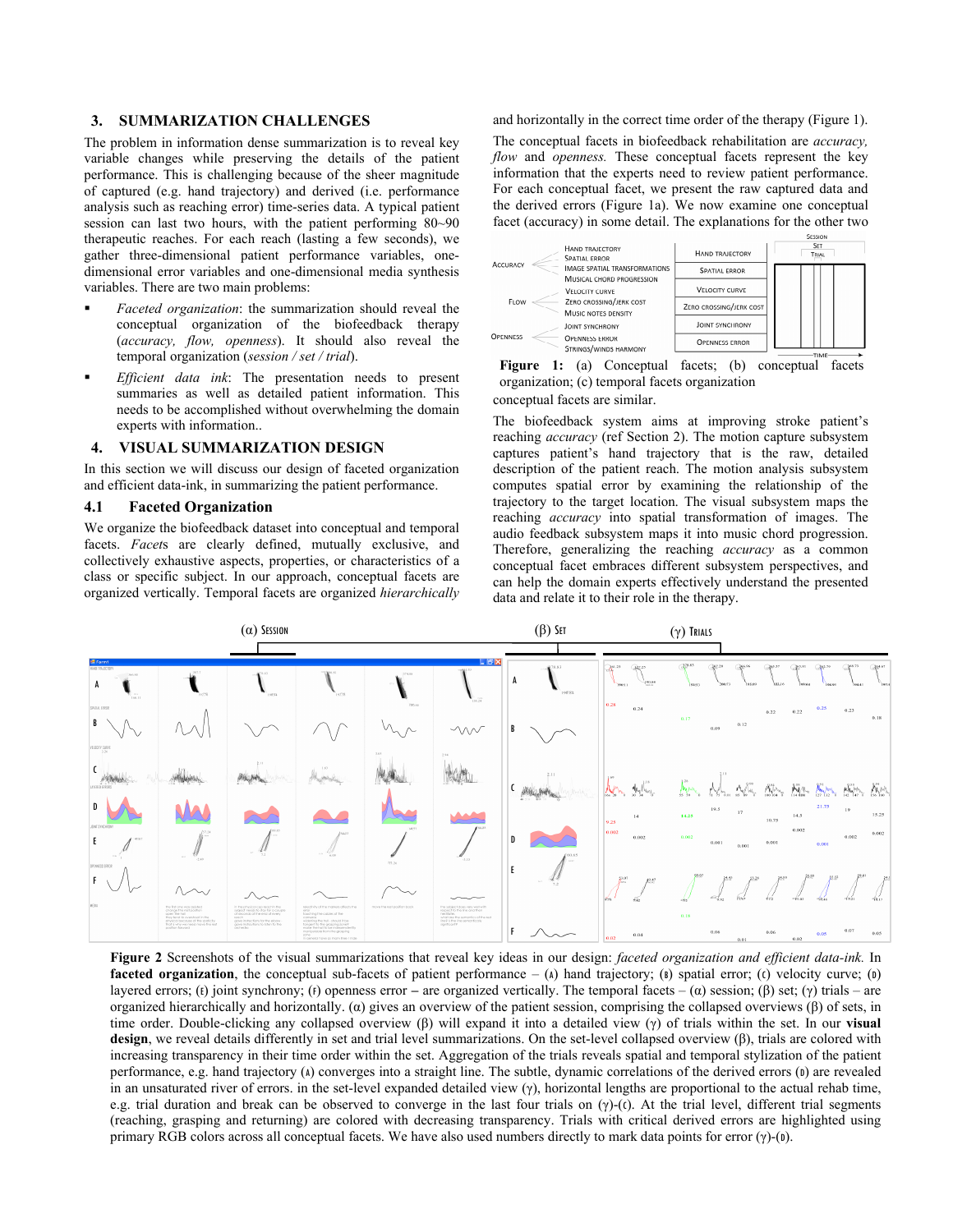## 3. SUMMARIZATION CHALLENGES

The problem in information dense summarization is to reveal key variable changes while preserving the details of the patient performance. This is challenging because of the sheer magnitude of captured (e.g. hand trajectory) and derived (i.e. performance analysis such as reaching error) time-series data. A typical patient session can last two hours, with the patient performing 80~90 therapeutic reaches. For each reach (lasting a few seconds), we gather three-dimensional patient performance variables, one-dimensional error variables and one-dimensional media synthesis variables. There are two main problems:

- *Faceted organization*: the summarization should reveal the conceptual organization of the biofeedback therapy (*accuracy, flow, openness*). It should also reveal the temporal organization (*session / set / trial*).
- *Efficient data ink*: The presentation needs to present summaries as well as detailed patient information. This needs to be accomplished without overwhelming the domain experts with information..

## 4. VISUAL SUMMARIZATION DESIGN

In this section we will discuss our design of faceted organization and efficient data-ink, in summarizing the patient performance.

### 4.1 Faceted Organization

We organize the biofeedback dataset into conceptual and temporal facets. *Facet*s are clearly defined, mutually exclusive, and collectively exhaustive aspects, properties, or characteristics of a class or specific subject. In our approach, conceptual facets are organized vertically. Temporal facets are organized *hierarchically* and horizontally in the correct time order of the therapy (Figure 1).

The conceptual facets in biofeedback rehabilitation are *accuracy, flow* and *openness.* These conceptual facets represent the key information that the experts need to review patient performance. For each conceptual facet, we present the raw captured data and the derived errors (Figure 1a). We now examine one conceptual facet (accuracy) in some detail. The explanations for the other two conceptual facets are similar.

Accuracy: Hand trajectory, Spatial error, Image spatial transformations, Musical chord progression
Flow: Velocity curve, Zero crossing/jerk cost, Music notes density
Openness: Joint synchrony, Openness error, Strings/winds harmony

Hand trajectory
Spatial error
Velocity curve
Zero crossing/jerk cost
Joint synchrony
Openness error

Session
Set
Trial
Time

**Figure 1:** (a) Conceptual facets; (b) conceptual facets organization; (c) temporal facets organization

The biofeedback system aims at improving stroke patient's reaching *accuracy* (ref Section 2). The motion capture subsystem captures patient's hand trajectory that is the raw, detailed description of the patient reach. The motion analysis subsystem computes spatial error by examining the relationship of the trajectory to the target location. The visual subsystem maps the reaching *accuracy* into spatial transformation of images. The audio feedback subsystem maps it into music chord progression. Therefore, generalizing the reaching *accuracy* as a common conceptual facet embraces different subsystem perspectives, and can help the domain experts effectively understand the presented data and relate it to their role in the therapy.

(α) Session
(β) Set
(γ) Trials

**Figure 2** Screenshots of the visual summarizations that reveal key ideas in our design: *faceted organization and efficient data-ink.* In **faceted organization**, the conceptual sub-facets of patient performance – (A) hand trajectory; (B) spatial error; (C) velocity curve; (D) layered errors; (E) joint synchrony; (F) openness error – are organized vertically. The temporal facets – (α) session; (β) set; (γ) trials – are organized hierarchically and horizontally. (α) gives an overview of the patient session, comprising the collapsed overviews (β) of sets, in time order. Double-clicking any collapsed overview (β) will expand it into a detailed view (γ) of trials within the set. In our **visual design**, we reveal details differently in set and trial level summarizations. On the set-level collapsed overview (β), trials are colored with increasing transparency in their time order within the set. Aggregation of the trials reveals spatial and temporal stylization of the patient performance, e.g. hand trajectory (A) converges into a straight line. The subtle, dynamic correlations of the derived errors (D) are revealed in an unsaturated river of errors. in the set-level expanded detailed view (γ), horizontal lengths are proportional to the actual rehab time, e.g. trial duration and break can be observed to converge in the last four trials on (γ)-(C). At the trial level, different trial segments (reaching, grasping and returning) are colored with decreasing transparency. Trials with critical derived errors are highlighted using primary RGB colors across all conceptual facets. We have also used numbers directly to mark data points for error (γ)-(D).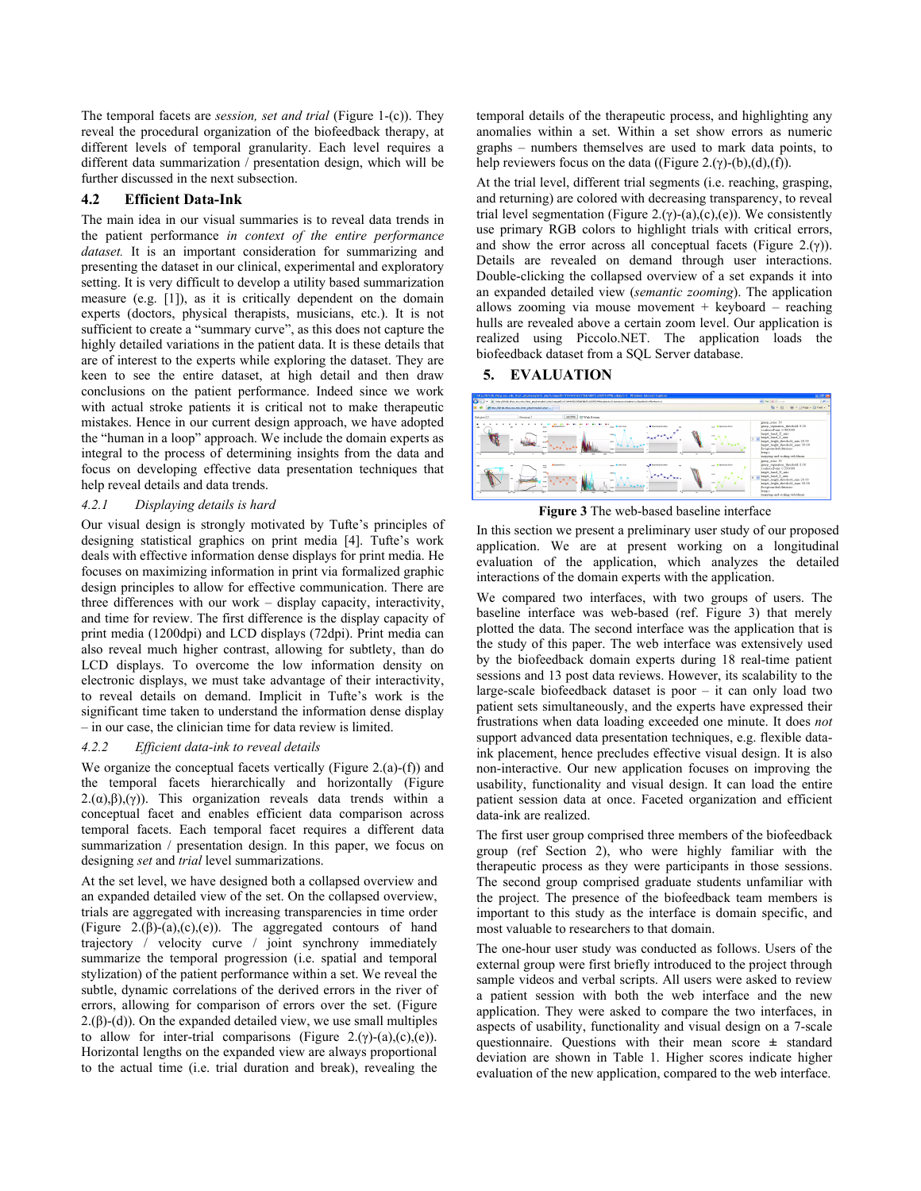The temporal facets are *session, set and trial* (Figure 1-(c)). They reveal the procedural organization of the biofeedback therapy, at different levels of temporal granularity. Each level requires a different data summarization / presentation design, which will be further discussed in the next subsection.

## 4.2 Efficient Data-Ink

The main idea in our visual summaries is to reveal data trends in the patient performance *in context of the entire performance dataset.* It is an important consideration for summarizing and presenting the dataset in our clinical, experimental and exploratory setting. It is very difficult to develop a utility based summarization measure (e.g. [1]), as it is critically dependent on the domain experts (doctors, physical therapists, musicians, etc.). It is not sufficient to create a "summary curve", as this does not capture the highly detailed variations in the patient data. It is these details that are of interest to the experts while exploring the dataset. They are keen to see the entire dataset, at high detail and then draw conclusions on the patient performance. Indeed since we work with actual stroke patients it is critical not to make therapeutic mistakes. Hence in our current design approach, we have adopted the "human in a loop" approach. We include the domain experts as integral to the process of determining insights from the data and focus on developing effective data presentation techniques that help reveal details and data trends.

### 4.2.1 *Displaying details is hard*

Our visual design is strongly motivated by Tufte's principles of designing statistical graphics on print media [4]. Tufte's work deals with effective information dense displays for print media. He focuses on maximizing information in print via formalized graphic design principles to allow for effective communication. There are three differences with our work – display capacity, interactivity, and time for review. The first difference is the display capacity of print media (1200dpi) and LCD displays (72dpi). Print media can also reveal much higher contrast, allowing for subtlety, than do LCD displays. To overcome the low information density on electronic displays, we must take advantage of their interactivity, to reveal details on demand. Implicit in Tufte's work is the significant time taken to understand the information dense display – in our case, the clinician time for data review is limited.

### 4.2.2 *Efficient data-ink to reveal details*

We organize the conceptual facets vertically (Figure 2.(a)-(f)) and the temporal facets hierarchically and horizontally (Figure 2.(α),β),(γ)). This organization reveals data trends within a conceptual facet and enables efficient data comparison across temporal facets. Each temporal facet requires a different data summarization / presentation design. In this paper, we focus on designing *set* and *trial* level summarizations.

At the set level, we have designed both a collapsed overview and an expanded detailed view of the set. On the collapsed overview, trials are aggregated with increasing transparencies in time order (Figure 2.(β)-(a),(c),(e)). The aggregated contours of hand trajectory / velocity curve / joint synchrony immediately summarize the temporal progression (i.e. spatial and temporal stylization) of the patient performance within a set. We reveal the subtle, dynamic correlations of the derived errors in the river of errors, allowing for comparison of errors over the set. (Figure 2.(β)-(d)). On the expanded detailed view, we use small multiples to allow for inter-trial comparisons (Figure 2.(γ)-(a),(c),(e)). Horizontal lengths on the expanded view are always proportional to the actual time (i.e. trial duration and break), revealing the temporal details of the therapeutic process, and highlighting any anomalies within a set. Within a set show errors as numeric graphs – numbers themselves are used to mark data points, to help reviewers focus on the data ((Figure 2.(γ)-(b),(d),(f)).

At the trial level, different trial segments (i.e. reaching, grasping, and returning) are colored with decreasing transparency, to reveal trial level segmentation (Figure 2.(γ)-(a),(c),(e)). We consistently use primary RGB colors to highlight trials with critical errors, and show the error across all conceptual facets (Figure 2.(γ)). Details are revealed on demand through user interactions. Double-clicking the collapsed overview of a set expands it into an expanded detailed view (*semantic zooming*). The application allows zooming via mouse movement + keyboard – reaching hulls are revealed above a certain zoom level. Our application is realized using Piccolo.NET. The application loads the biofeedback dataset from a SQL Server database.

# 5. EVALUATION

**Figure 3** The web-based baseline interface

In this section we present a preliminary user study of our proposed application. We are at present working on a longitudinal evaluation of the application, which analyzes the detailed interactions of the domain experts with the application.

We compared two interfaces, with two groups of users. The baseline interface was web-based (ref. Figure 3) that merely plotted the data. The second interface was the application that is the study of this paper. The web interface was extensively used by the biofeedback domain experts during 18 real-time patient sessions and 13 post data reviews. However, its scalability to the large-scale biofeedback dataset is poor – it can only load two patient sets simultaneously, and the experts have expressed their frustrations when data loading exceeded one minute. It does *not* support advanced data presentation techniques, e.g. flexible data-ink placement, hence precludes effective visual design. It is also non-interactive. Our new application focuses on improving the usability, functionality and visual design. It can load the entire patient session data at once. Faceted organization and efficient data-ink are realized.

The first user group comprised three members of the biofeedback group (ref Section 2), who were highly familiar with the therapeutic process as they were participants in those sessions. The second group comprised graduate students unfamiliar with the project. The presence of the biofeedback team members is important to this study as the interface is domain specific, and most valuable to researchers to that domain.

The one-hour user study was conducted as follows. Users of the external group were first briefly introduced to the project through sample videos and verbal scripts. All users were asked to review a patient session with both the web interface and the new application. They were asked to compare the two interfaces, in aspects of usability, functionality and visual design on a 7-scale questionnaire. Questions with their mean score ± standard deviation are shown in Table 1. Higher scores indicate higher evaluation of the new application, compared to the web interface.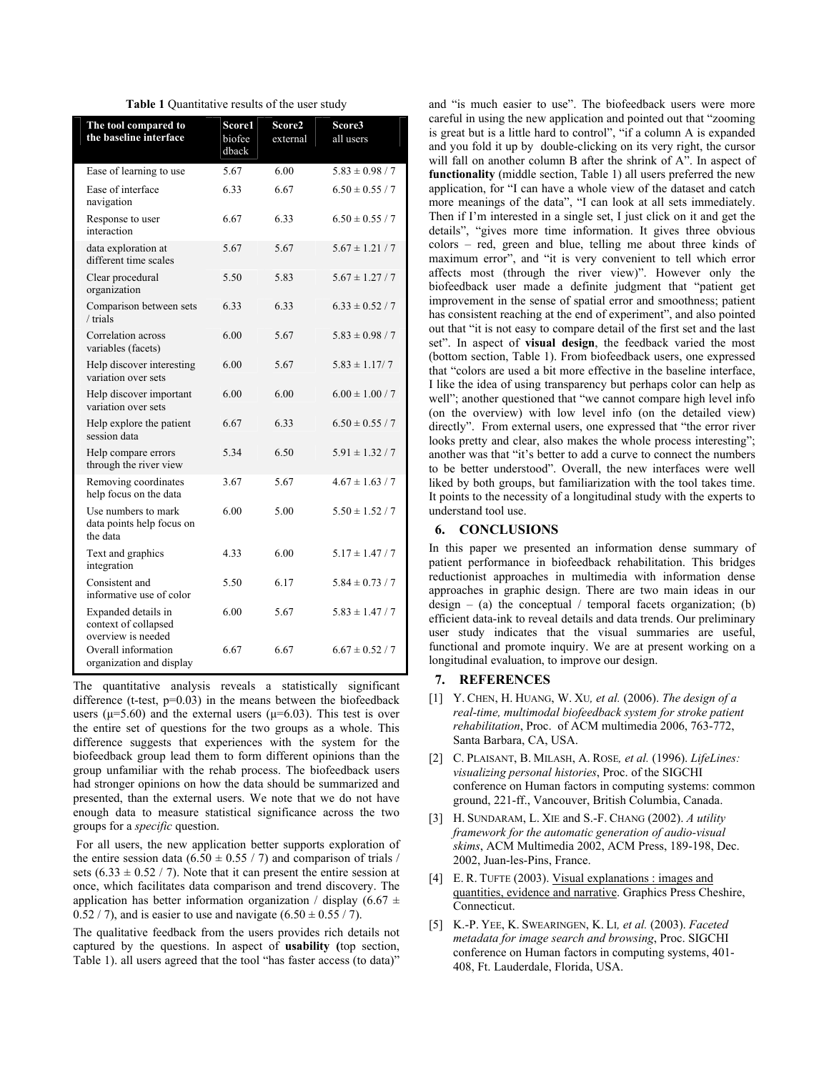**Table 1** Quantitative results of the user study

| The tool compared to the baseline interface | Score1 biofeedback | Score2 external | Score3 all users |
|---|---|---|---|
| Ease of learning to use | 5.67 | 6.00 | 5.83 ± 0.98 / 7 |
| Ease of interface navigation | 6.33 | 6.67 | 6.50 ± 0.55 / 7 |
| Response to user interaction | 6.67 | 6.33 | 6.50 ± 0.55 / 7 |
| data exploration at different time scales | 5.67 | 5.67 | 5.67 ± 1.21 / 7 |
| Clear procedural organization | 5.50 | 5.83 | 5.67 ± 1.27 / 7 |
| Comparison between sets / trials | 6.33 | 6.33 | 6.33 ± 0.52 / 7 |
| Correlation across variables (facets) | 6.00 | 5.67 | 5.83 ± 0.98 / 7 |
| Help discover interesting variation over sets | 6.00 | 5.67 | 5.83 ± 1.17/ 7 |
| Help discover important variation over sets | 6.00 | 6.00 | 6.00 ± 1.00 / 7 |
| Help explore the patient session data | 6.67 | 6.33 | 6.50 ± 0.55 / 7 |
| Help compare errors through the river view | 5.34 | 6.50 | 5.91 ± 1.32 / 7 |
| Removing coordinates help focus on the data | 3.67 | 5.67 | 4.67 ± 1.63 / 7 |
| Use numbers to mark data points help focus on the data | 6.00 | 5.00 | 5.50 ± 1.52 / 7 |
| Text and graphics integration | 4.33 | 6.00 | 5.17 ± 1.47 / 7 |
| Consistent and informative use of color | 5.50 | 6.17 | 5.84 ± 0.73 / 7 |
| Expanded details in context of collapsed overview is needed | 6.00 | 5.67 | 5.83 ± 1.47 / 7 |
| Overall information organization and display | 6.67 | 6.67 | 6.67 ± 0.52 / 7 |

The quantitative analysis reveals a statistically significant difference (t-test, $p=0.03$) in the means between the biofeedback users ($\mu=5.60$) and the external users ($\mu=6.03$). This test is over the entire set of questions for the two groups as a whole. This difference suggests that experiences with the system for the biofeedback group lead them to form different opinions than the group unfamiliar with the rehab process. The biofeedback users had stronger opinions on how the data should be summarized and presented, than the external users. We note that we do not have enough data to measure statistical significance across the two groups for a *specific* question.

For all users, the new application better supports exploration of the entire session data (6.50 ± 0.55 / 7) and comparison of trials / sets (6.33 ± 0.52 / 7). Note that it can present the entire session at once, which facilitates data comparison and trend discovery. The application has better information organization / display (6.67 ± 0.52 / 7), and is easier to use and navigate (6.50 ± 0.55 / 7).

The qualitative feedback from the users provides rich details not captured by the questions. In aspect of **usability (**top section, Table 1). all users agreed that the tool "has faster access (to data)" and "is much easier to use". The biofeedback users were more careful in using the new application and pointed out that "zooming is great but is a little hard to control", "if a column A is expanded and you fold it up by double-clicking on its very right, the cursor will fall on another column B after the shrink of A". In aspect of **functionality** (middle section, Table 1) all users preferred the new application, for "I can have a whole view of the dataset and catch more meanings of the data", "I can look at all sets immediately. Then if I'm interested in a single set, I just click on it and get the details", "gives more time information. It gives three obvious colors – red, green and blue, telling me about three kinds of maximum error", and "it is very convenient to tell which error affects most (through the river view)". However only the biofeedback user made a definite judgment that "patient get improvement in the sense of spatial error and smoothness; patient has consistent reaching at the end of experiment", and also pointed out that "it is not easy to compare detail of the first set and the last set". In aspect of **visual design**, the feedback varied the most (bottom section, Table 1). From biofeedback users, one expressed that "colors are used a bit more effective in the baseline interface, I like the idea of using transparency but perhaps color can help as well"; another questioned that "we cannot compare high level info (on the overview) with low level info (on the detailed view) directly". From external users, one expressed that "the error river looks pretty and clear, also makes the whole process interesting"; another was that "it's better to add a curve to connect the numbers to be better understood". Overall, the new interfaces were well liked by both groups, but familiarization with the tool takes time. It points to the necessity of a longitudinal study with the experts to understand tool use.

## 6. CONCLUSIONS

In this paper we presented an information dense summary of patient performance in biofeedback rehabilitation. This bridges reductionist approaches in multimedia with information dense approaches in graphic design. There are two main ideas in our design – (a) the conceptual / temporal facets organization; (b) efficient data-ink to reveal details and data trends. Our preliminary user study indicates that the visual summaries are useful, functional and promote inquiry. We are at present working on a longitudinal evaluation, to improve our design.

## 7. REFERENCES

[1] Y. Chen, H. Huang, W. Xu, *et al.* (2006). *The design of a real-time, multimodal biofeedback system for stroke patient rehabilitation*, Proc. of ACM multimedia 2006, 763-772, Santa Barbara, CA, USA.

[2] C. Plaisant, B. Milash, A. Rose, *et al.* (1996). *LifeLines: visualizing personal histories*, Proc. of the SIGCHI conference on Human factors in computing systems: common ground, 221-ff., Vancouver, British Columbia, Canada.

[3] H. Sundaram, L. Xie and S.-F. Chang (2002). *A utility framework for the automatic generation of audio-visual skims*, ACM Multimedia 2002, ACM Press, 189-198, Dec. 2002, Juan-les-Pins, France.

[4] E. R. Tufte (2003). Visual explanations : images and quantities, evidence and narrative. Graphics Press Cheshire, Connecticut.

[5] K.-P. Yee, K. Swearingen, K. Li, *et al.* (2003). *Faceted metadata for image search and browsing*, Proc. SIGCHI conference on Human factors in computing systems, 401-408, Ft. Lauderdale, Florida, USA.